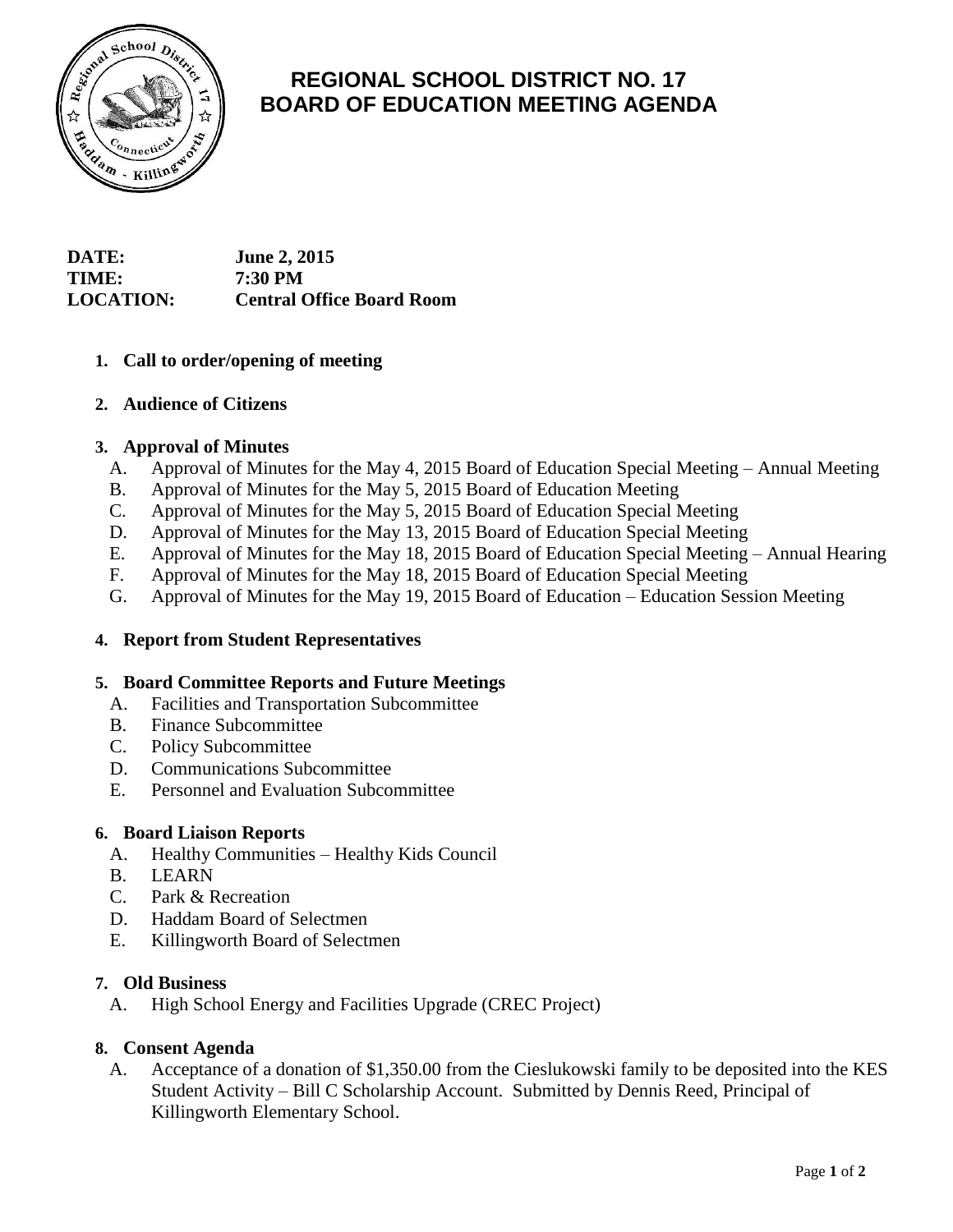# REGIONAL SCHOOL DISTRICT NO. 17
# BOARD OF EDUCATION MEETING AGENDA

**DATE:** June 2, 2015
**TIME:** 7:30 PM
**LOCATION:** Central Office Board Room

1. **Call to order/opening of meeting**

2. **Audience of Citizens**

3. **Approval of Minutes**
   - A. Approval of Minutes for the May 4, 2015 Board of Education Special Meeting – Annual Meeting
   - B. Approval of Minutes for the May 5, 2015 Board of Education Meeting
   - C. Approval of Minutes for the May 5, 2015 Board of Education Special Meeting
   - D. Approval of Minutes for the May 13, 2015 Board of Education Special Meeting
   - E. Approval of Minutes for the May 18, 2015 Board of Education Special Meeting – Annual Hearing
   - F. Approval of Minutes for the May 18, 2015 Board of Education Special Meeting
   - G. Approval of Minutes for the May 19, 2015 Board of Education – Education Session Meeting

4. **Report from Student Representatives**

5. **Board Committee Reports and Future Meetings**
   - A. Facilities and Transportation Subcommittee
   - B. Finance Subcommittee
   - C. Policy Subcommittee
   - D. Communications Subcommittee
   - E. Personnel and Evaluation Subcommittee

6. **Board Liaison Reports**
   - A. Healthy Communities – Healthy Kids Council
   - B. LEARN
   - C. Park & Recreation
   - D. Haddam Board of Selectmen
   - E. Killingworth Board of Selectmen

7. **Old Business**
   - A. High School Energy and Facilities Upgrade (CREC Project)

8. **Consent Agenda**
   - A. Acceptance of a donation of $1,350.00 from the Cieslukowski family to be deposited into the KES Student Activity – Bill C Scholarship Account. Submitted by Dennis Reed, Principal of Killingworth Elementary School.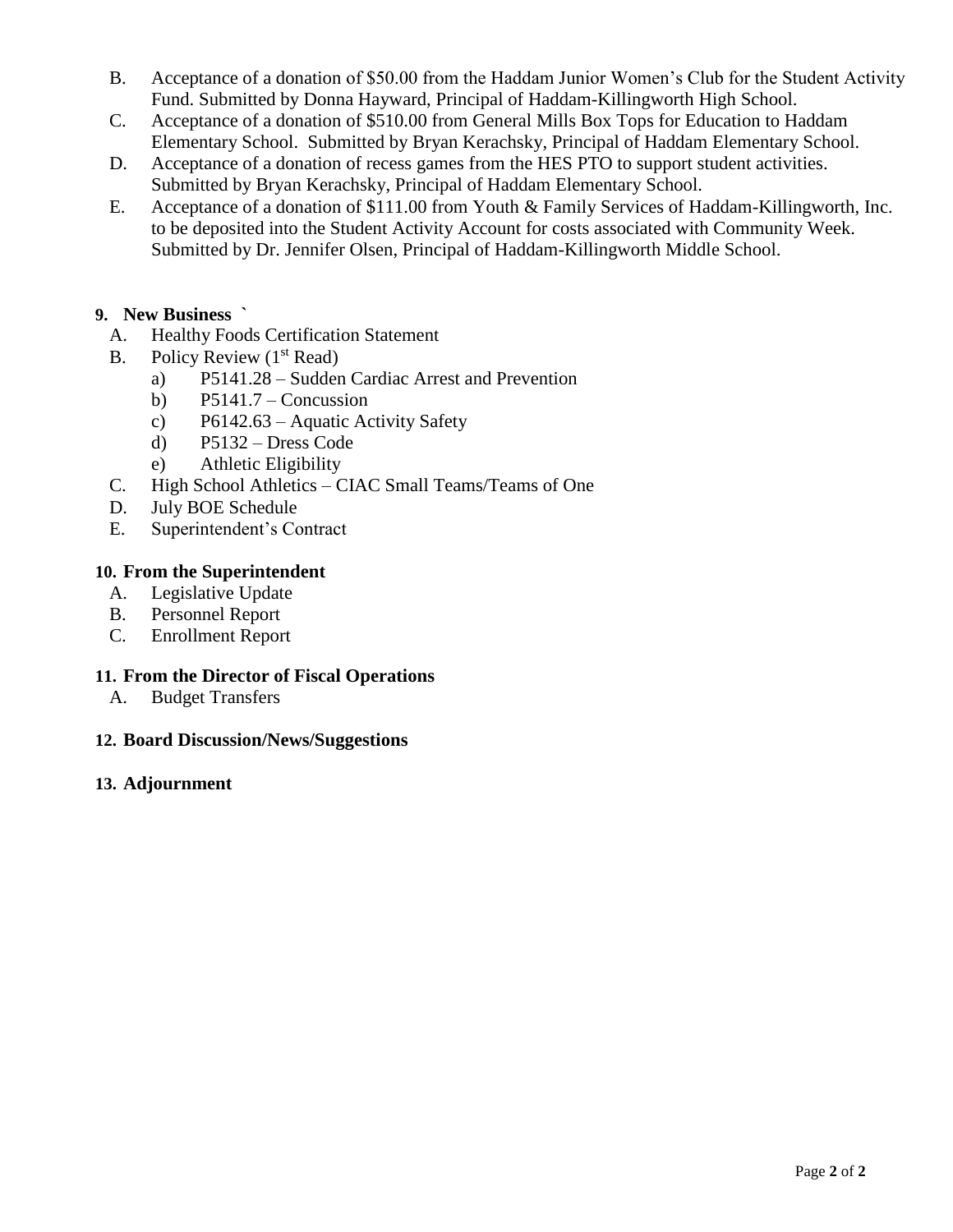B. Acceptance of a donation of $50.00 from the Haddam Junior Women's Club for the Student Activity Fund. Submitted by Donna Hayward, Principal of Haddam-Killingworth High School.

C. Acceptance of a donation of $510.00 from General Mills Box Tops for Education to Haddam Elementary School. Submitted by Bryan Kerachsky, Principal of Haddam Elementary School.

D. Acceptance of a donation of recess games from the HES PTO to support student activities. Submitted by Bryan Kerachsky, Principal of Haddam Elementary School.

E. Acceptance of a donation of $111.00 from Youth & Family Services of Haddam-Killingworth, Inc. to be deposited into the Student Activity Account for costs associated with Community Week. Submitted by Dr. Jennifer Olsen, Principal of Haddam-Killingworth Middle School.

**9. New Business `**

A. Healthy Foods Certification Statement

B. Policy Review (1st Read)
   - a) P5141.28 – Sudden Cardiac Arrest and Prevention
   - b) P5141.7 – Concussion
   - c) P6142.63 – Aquatic Activity Safety
   - d) P5132 – Dress Code
   - e) Athletic Eligibility

C. High School Athletics – CIAC Small Teams/Teams of One

D. July BOE Schedule

E. Superintendent's Contract

**10. From the Superintendent**

A. Legislative Update

B. Personnel Report

C. Enrollment Report

**11. From the Director of Fiscal Operations**

A. Budget Transfers

**12. Board Discussion/News/Suggestions**

**13. Adjournment**